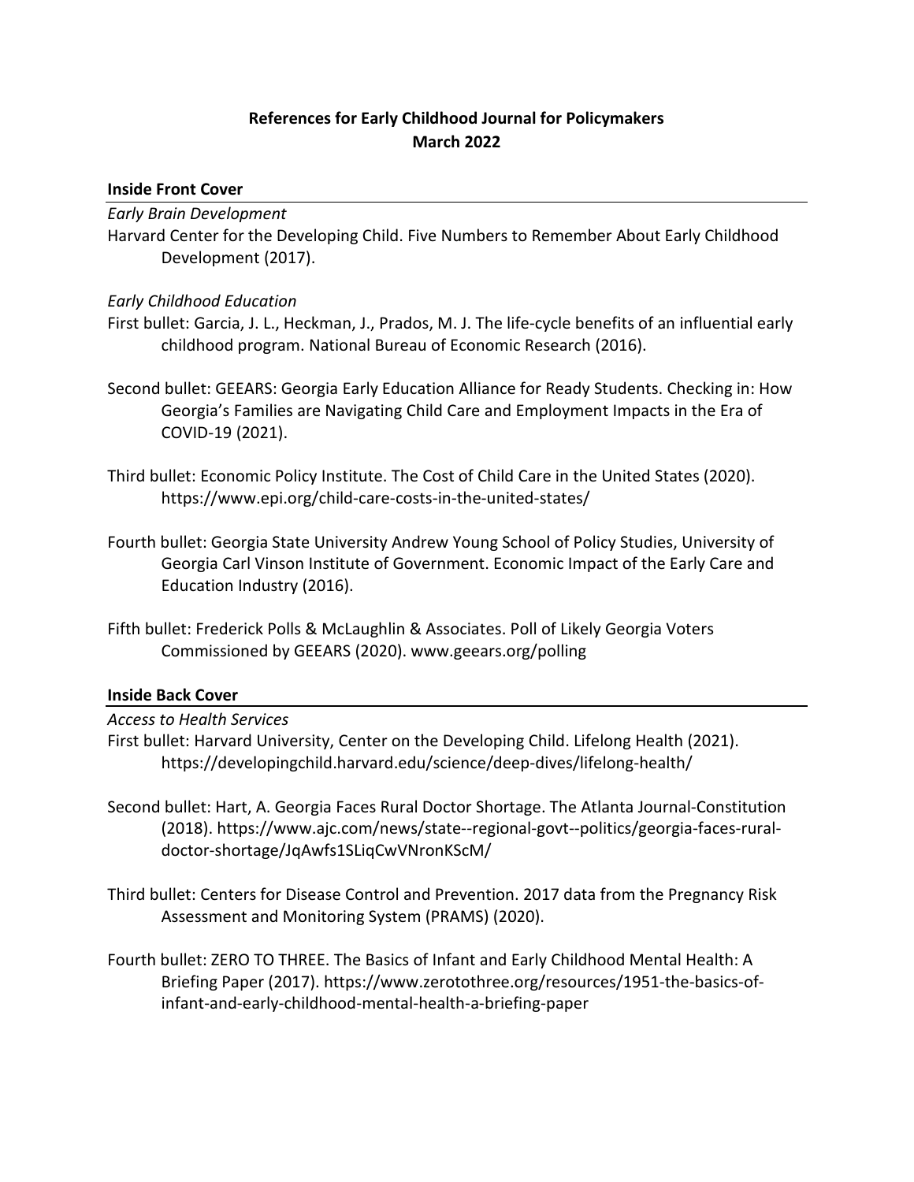# References for Early Childhood Journal for Policymakers
# March 2022

## Inside Front Cover

*Early Brain Development*

Harvard Center for the Developing Child. Five Numbers to Remember About Early Childhood Development (2017).

*Early Childhood Education*

First bullet: Garcia, J. L., Heckman, J., Prados, M. J. The life-cycle benefits of an influential early childhood program. National Bureau of Economic Research (2016).

Second bullet: GEEARS: Georgia Early Education Alliance for Ready Students. Checking in: How Georgia's Families are Navigating Child Care and Employment Impacts in the Era of COVID-19 (2021).

Third bullet: Economic Policy Institute. The Cost of Child Care in the United States (2020). https://www.epi.org/child-care-costs-in-the-united-states/

Fourth bullet: Georgia State University Andrew Young School of Policy Studies, University of Georgia Carl Vinson Institute of Government. Economic Impact of the Early Care and Education Industry (2016).

Fifth bullet: Frederick Polls & McLaughlin & Associates. Poll of Likely Georgia Voters Commissioned by GEEARS (2020). www.geears.org/polling

## Inside Back Cover

*Access to Health Services*

First bullet: Harvard University, Center on the Developing Child. Lifelong Health (2021). https://developingchild.harvard.edu/science/deep-dives/lifelong-health/

Second bullet: Hart, A. Georgia Faces Rural Doctor Shortage. The Atlanta Journal-Constitution (2018). https://www.ajc.com/news/state--regional-govt--politics/georgia-faces-rural-doctor-shortage/JqAwfs1SLiqCwVNronKScM/

Third bullet: Centers for Disease Control and Prevention. 2017 data from the Pregnancy Risk Assessment and Monitoring System (PRAMS) (2020).

Fourth bullet: ZERO TO THREE. The Basics of Infant and Early Childhood Mental Health: A Briefing Paper (2017). https://www.zerotothree.org/resources/1951-the-basics-of-infant-and-early-childhood-mental-health-a-briefing-paper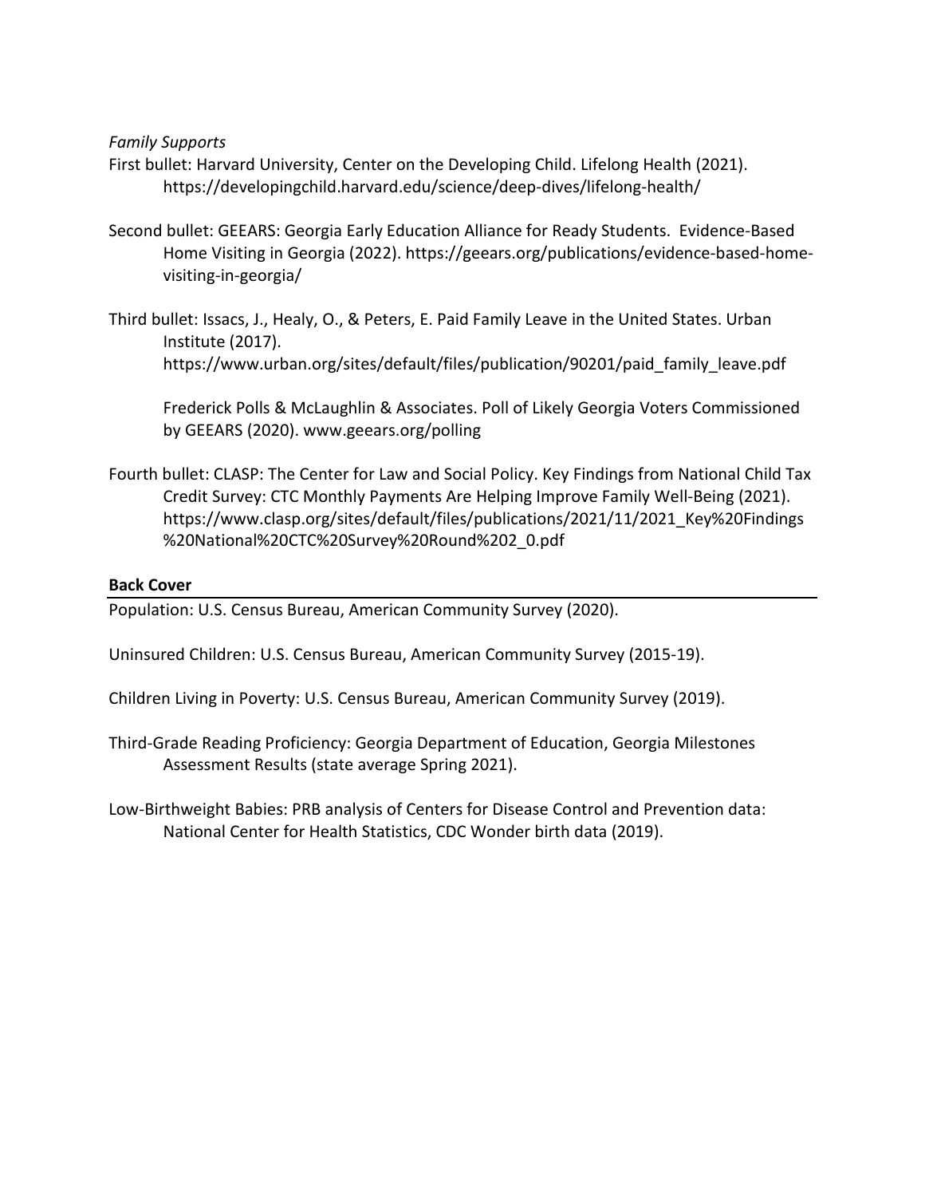*Family Supports*

First bullet: Harvard University, Center on the Developing Child. Lifelong Health (2021). https://developingchild.harvard.edu/science/deep-dives/lifelong-health/

Second bullet: GEEARS: Georgia Early Education Alliance for Ready Students. Evidence-Based Home Visiting in Georgia (2022). https://geears.org/publications/evidence-based-home-visiting-in-georgia/

Third bullet: Issacs, J., Healy, O., & Peters, E. Paid Family Leave in the United States. Urban Institute (2017). https://www.urban.org/sites/default/files/publication/90201/paid_family_leave.pdf

Frederick Polls & McLaughlin & Associates. Poll of Likely Georgia Voters Commissioned by GEEARS (2020). www.geears.org/polling

Fourth bullet: CLASP: The Center for Law and Social Policy. Key Findings from National Child Tax Credit Survey: CTC Monthly Payments Are Helping Improve Family Well-Being (2021). https://www.clasp.org/sites/default/files/publications/2021/11/2021_Key%20Findings%20National%20CTC%20Survey%20Round%202_0.pdf

**Back Cover**

Population: U.S. Census Bureau, American Community Survey (2020).

Uninsured Children: U.S. Census Bureau, American Community Survey (2015-19).

Children Living in Poverty: U.S. Census Bureau, American Community Survey (2019).

Third-Grade Reading Proficiency: Georgia Department of Education, Georgia Milestones Assessment Results (state average Spring 2021).

Low-Birthweight Babies: PRB analysis of Centers for Disease Control and Prevention data: National Center for Health Statistics, CDC Wonder birth data (2019).